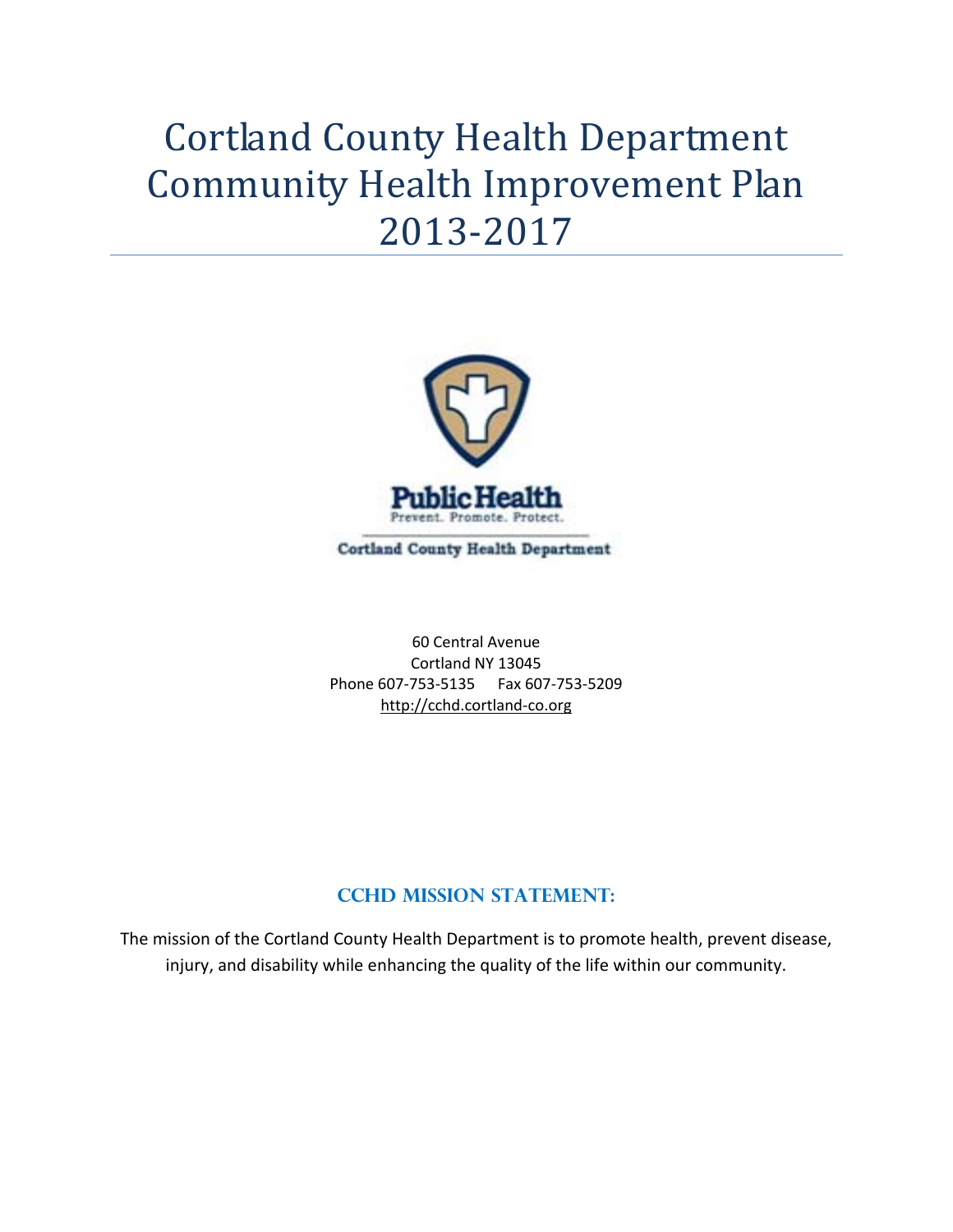# Cortland County Health Department Community Health Improvement Plan 2013-2017

Public Health
Prevent. Promote. Protect.

Cortland County Health Department

60 Central Avenue
Cortland NY 13045
Phone 607-753-5135 Fax 607-753-5209
http://cchd.cortland-co.org

## CCHD Mission Statement:

The mission of the Cortland County Health Department is to promote health, prevent disease, injury, and disability while enhancing the quality of the life within our community.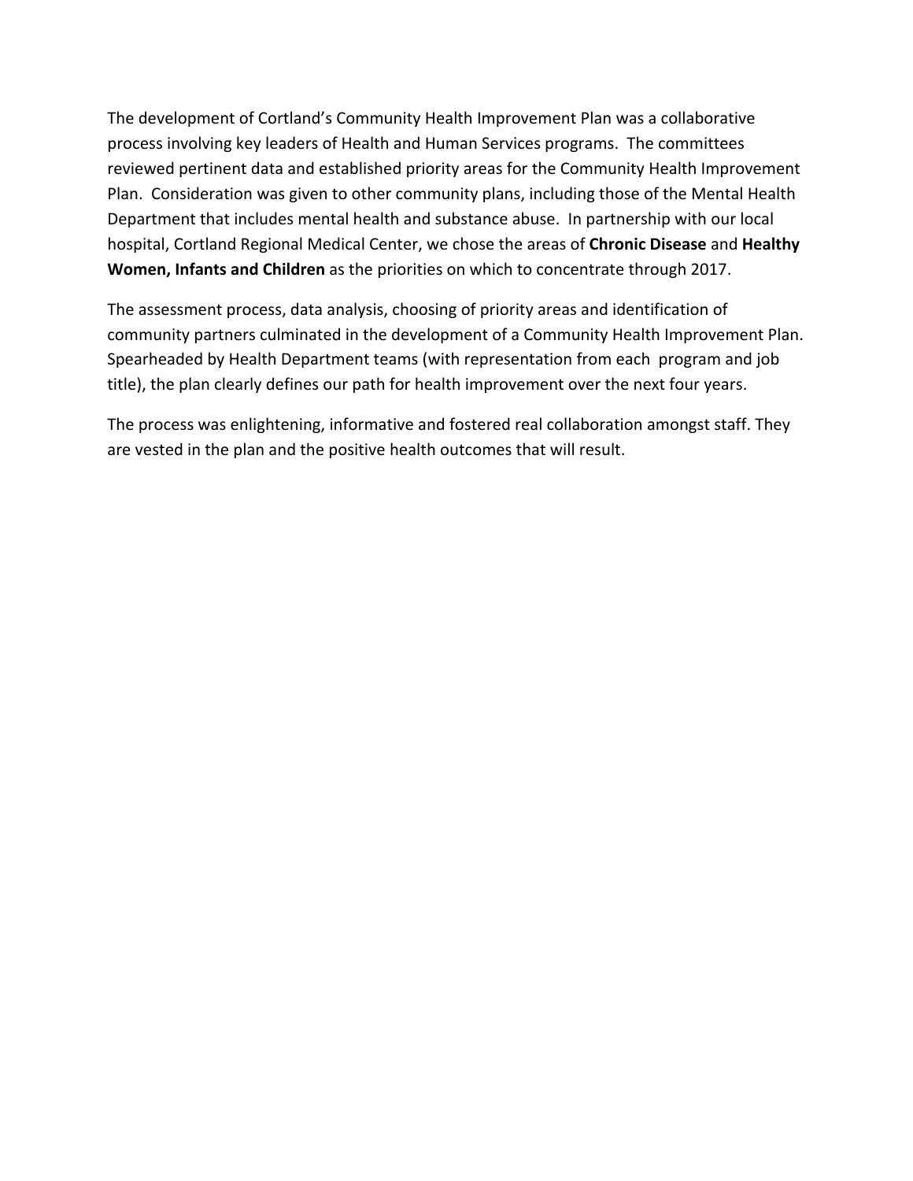The development of Cortland's Community Health Improvement Plan was a collaborative process involving key leaders of Health and Human Services programs. The committees reviewed pertinent data and established priority areas for the Community Health Improvement Plan. Consideration was given to other community plans, including those of the Mental Health Department that includes mental health and substance abuse. In partnership with our local hospital, Cortland Regional Medical Center, we chose the areas of **Chronic Disease** and **Healthy Women, Infants and Children** as the priorities on which to concentrate through 2017.

The assessment process, data analysis, choosing of priority areas and identification of community partners culminated in the development of a Community Health Improvement Plan. Spearheaded by Health Department teams (with representation from each program and job title), the plan clearly defines our path for health improvement over the next four years.

The process was enlightening, informative and fostered real collaboration amongst staff. They are vested in the plan and the positive health outcomes that will result.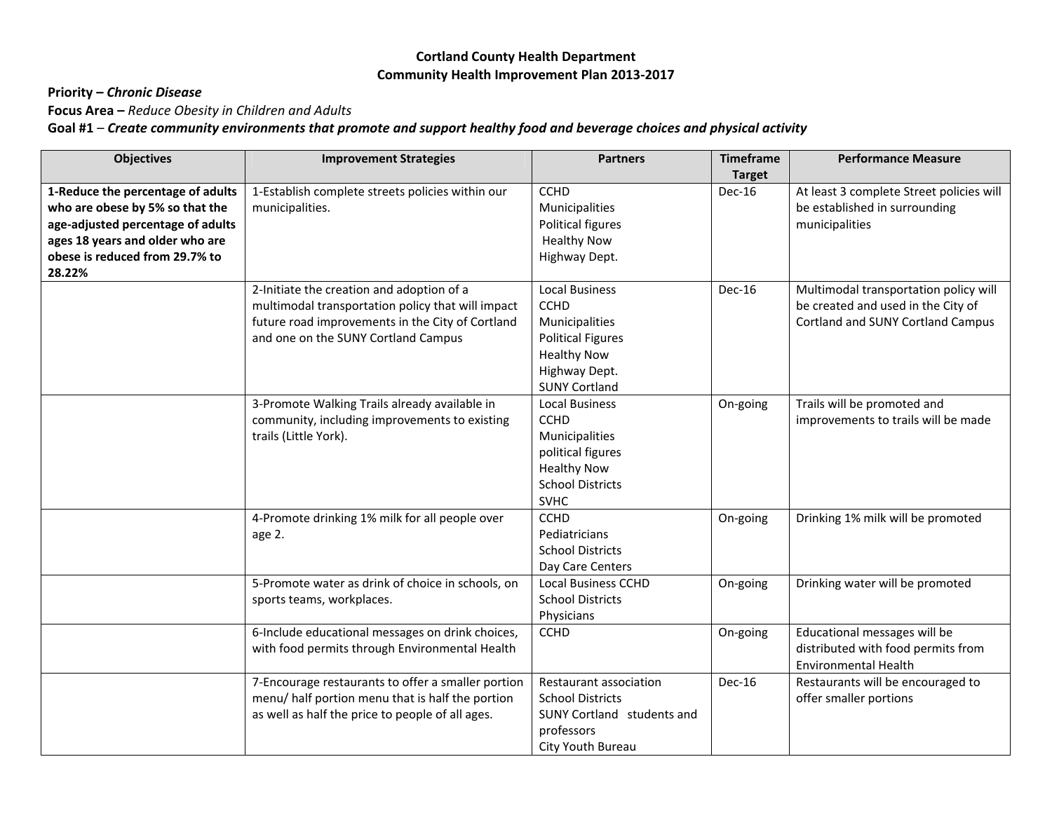**Cortland County Health Department**
**Community Health Improvement Plan 2013-2017**

**Priority –** ***Chronic Disease***

**Focus Area –** *Reduce Obesity in Children and Adults*

**Goal #1 –** ***Create community environments that promote and support healthy food and beverage choices and physical activity***

| Objectives | Improvement Strategies | Partners | Timeframe Target | Performance Measure |
|---|---|---|---|---|
| **1-Reduce the percentage of adults who are obese by 5% so that the age-adjusted percentage of adults ages 18 years and older who are obese is reduced from 29.7% to 28.22%** | 1-Establish complete streets policies within our municipalities. | CCHD<br>Municipalities<br>Political figures<br>Healthy Now<br>Highway Dept. | Dec-16 | At least 3 complete Street policies will be established in surrounding municipalities |
| | 2-Initiate the creation and adoption of a multimodal transportation policy that will impact future road improvements in the City of Cortland and one on the SUNY Cortland Campus | Local Business<br>CCHD<br>Municipalities<br>Political Figures<br>Healthy Now<br>Highway Dept.<br>SUNY Cortland | Dec-16 | Multimodal transportation policy will be created and used in the City of Cortland and SUNY Cortland Campus |
| | 3-Promote Walking Trails already available in community, including improvements to existing trails (Little York). | Local Business<br>CCHD<br>Municipalities<br>political figures<br>Healthy Now<br>School Districts<br>SVHC | On-going | Trails will be promoted and improvements to trails will be made |
| | 4-Promote drinking 1% milk for all people over age 2. | CCHD<br>Pediatricians<br>School Districts<br>Day Care Centers | On-going | Drinking 1% milk will be promoted |
| | 5-Promote water as drink of choice in schools, on sports teams, workplaces. | Local Business CCHD<br>School Districts<br>Physicians | On-going | Drinking water will be promoted |
| | 6-Include educational messages on drink choices, with food permits through Environmental Health | CCHD | On-going | Educational messages will be distributed with food permits from Environmental Health |
| | 7-Encourage restaurants to offer a smaller portion menu/ half portion menu that is half the portion as well as half the price to people of all ages. | Restaurant association<br>School Districts<br>SUNY Cortland students and professors<br>City Youth Bureau | Dec-16 | Restaurants will be encouraged to offer smaller portions |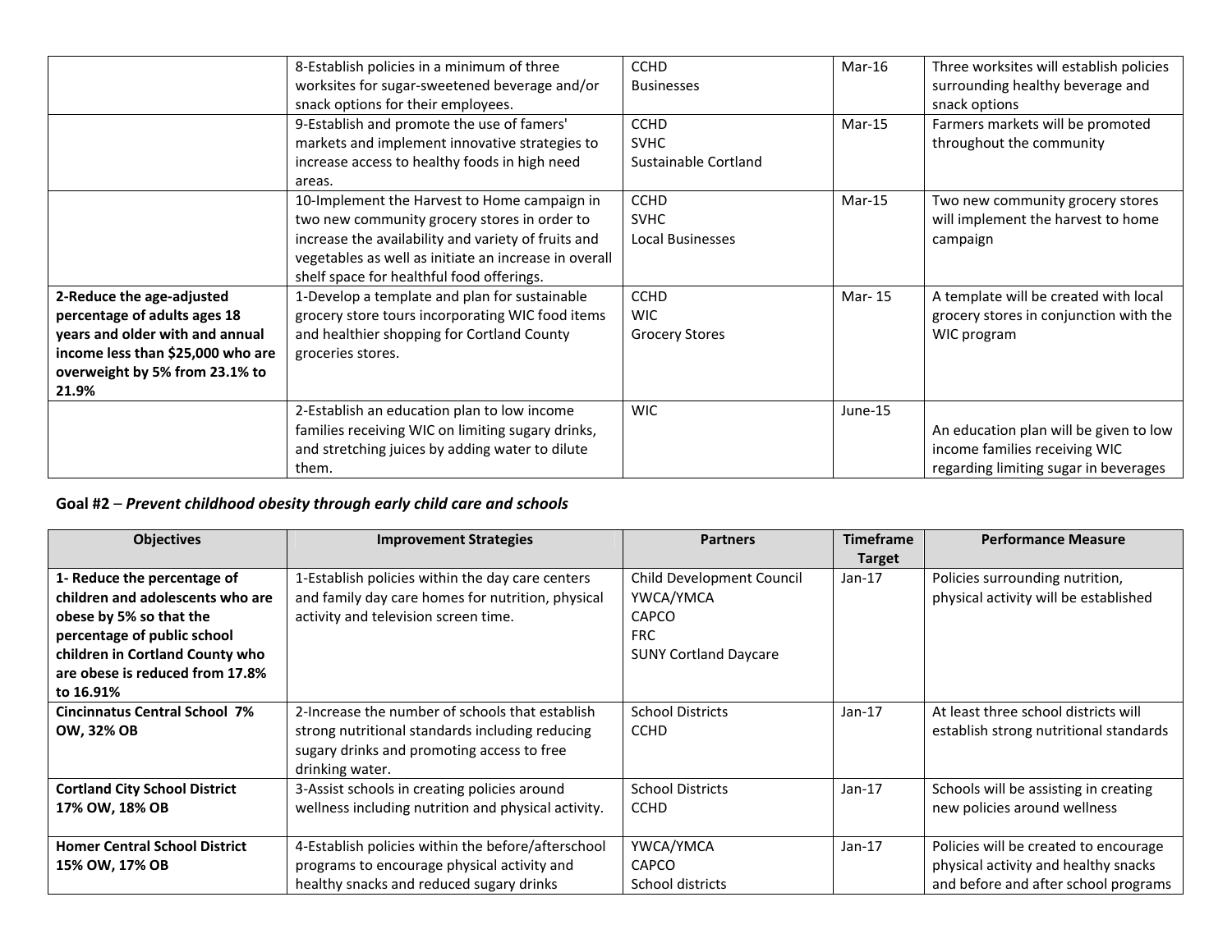| | | | | |
|---|---|---|---|---|
| | 8-Establish policies in a minimum of three worksites for sugar-sweetened beverage and/or snack options for their employees. | CCHD<br>Businesses | Mar-16 | Three worksites will establish policies surrounding healthy beverage and snack options |
| | 9-Establish and promote the use of famers' markets and implement innovative strategies to increase access to healthy foods in high need areas. | CCHD<br>SVHC<br>Sustainable Cortland | Mar-15 | Farmers markets will be promoted throughout the community |
| | 10-Implement the Harvest to Home campaign in two new community grocery stores in order to increase the availability and variety of fruits and vegetables as well as initiate an increase in overall shelf space for healthful food offerings. | CCHD<br>SVHC<br>Local Businesses | Mar-15 | Two new community grocery stores will implement the harvest to home campaign |
| **2-Reduce the age-adjusted percentage of adults ages 18 years and older with and annual income less than $25,000 who are overweight by 5% from 23.1% to 21.9%** | 1-Develop a template and plan for sustainable grocery store tours incorporating WIC food items and healthier shopping for Cortland County groceries stores. | CCHD<br>WIC<br>Grocery Stores | Mar- 15 | A template will be created with local grocery stores in conjunction with the WIC program |
| | 2-Establish an education plan to low income families receiving WIC on limiting sugary drinks, and stretching juices by adding water to dilute them. | WIC | June-15 | An education plan will be given to low income families receiving WIC regarding limiting sugar in beverages |

**Goal #2** – ***Prevent childhood obesity through early child care and schools***

| Objectives | Improvement Strategies | Partners | Timeframe Target | Performance Measure |
|---|---|---|---|---|
| **1- Reduce the percentage of children and adolescents who are obese by 5% so that the percentage of public school children in Cortland County who are obese is reduced from 17.8% to 16.91%** | 1-Establish policies within the day care centers and family day care homes for nutrition, physical activity and television screen time. | Child Development Council<br>YWCA/YMCA<br>CAPCO<br>FRC<br>SUNY Cortland Daycare | Jan-17 | Policies surrounding nutrition, physical activity will be established |
| **Cincinnatus Central School 7% OW, 32% OB** | 2-Increase the number of schools that establish strong nutritional standards including reducing sugary drinks and promoting access to free drinking water. | School Districts<br>CCHD | Jan-17 | At least three school districts will establish strong nutritional standards |
| **Cortland City School District 17% OW, 18% OB** | 3-Assist schools in creating policies around wellness including nutrition and physical activity. | School Districts<br>CCHD | Jan-17 | Schools will be assisting in creating new policies around wellness |
| **Homer Central School District 15% OW, 17% OB** | 4-Establish policies within the before/afterschool programs to encourage physical activity and healthy snacks and reduced sugary drinks | YWCA/YMCA<br>CAPCO<br>School districts | Jan-17 | Policies will be created to encourage physical activity and healthy snacks and before and after school programs |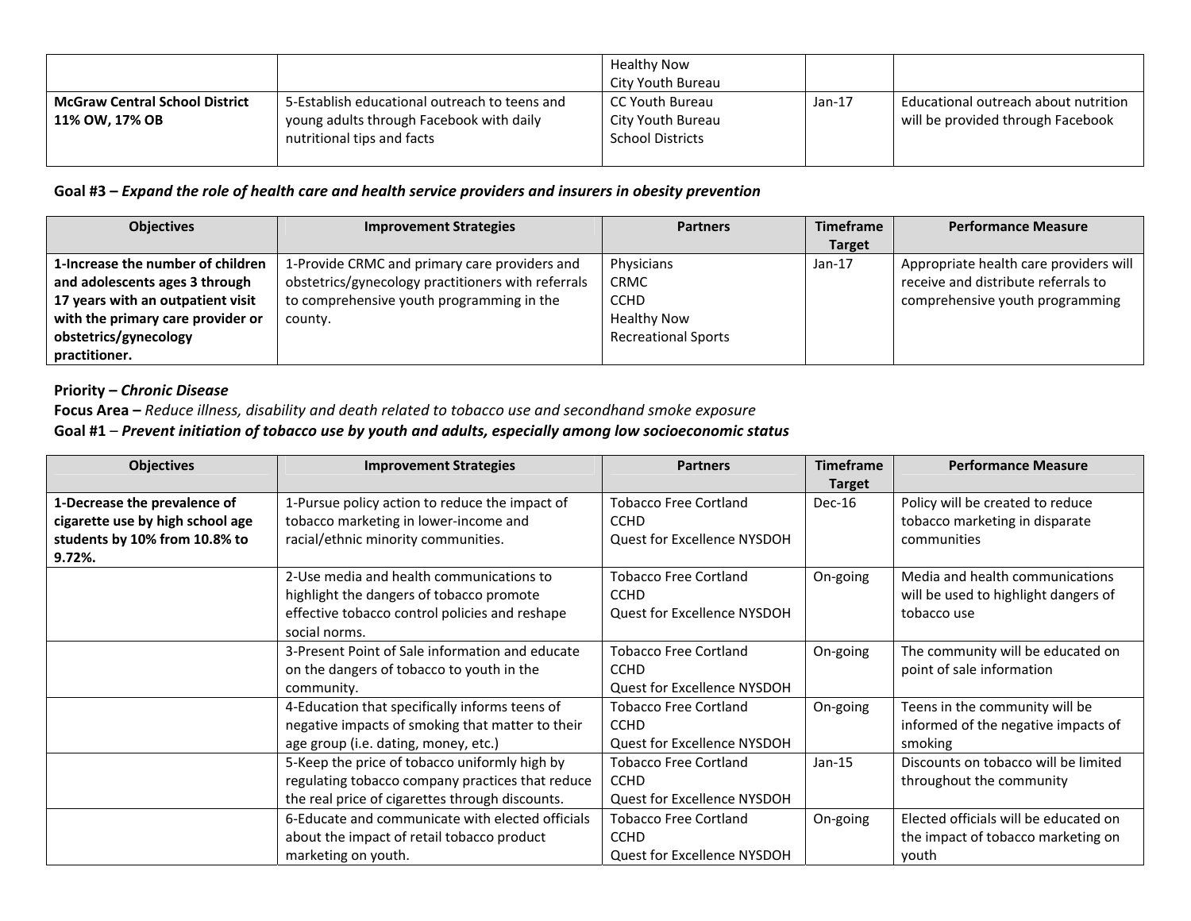| | | Healthy Now<br>City Youth Bureau | | |
|---|---|---|---|---|
| **McGraw Central School District 11% OW, 17% OB** | 5-Establish educational outreach to teens and young adults through Facebook with daily nutritional tips and facts | CC Youth Bureau<br>City Youth Bureau<br>School Districts | Jan-17 | Educational outreach about nutrition will be provided through Facebook |

**Goal #3 –** ***Expand the role of health care and health service providers and insurers in obesity prevention***

| Objectives | Improvement Strategies | Partners | Timeframe Target | Performance Measure |
|---|---|---|---|---|
| **1-Increase the number of children and adolescents ages 3 through 17 years with an outpatient visit with the primary care provider or obstetrics/gynecology practitioner.** | 1-Provide CRMC and primary care providers and obstetrics/gynecology practitioners with referrals to comprehensive youth programming in the county. | Physicians<br>CRMC<br>CCHD<br>Healthy Now<br>Recreational Sports | Jan-17 | Appropriate health care providers will receive and distribute referrals to comprehensive youth programming |

**Priority –** ***Chronic Disease***
**Focus Area –** *Reduce illness, disability and death related to tobacco use and secondhand smoke exposure*
**Goal #1** – ***Prevent initiation of tobacco use by youth and adults, especially among low socioeconomic status***

| Objectives | Improvement Strategies | Partners | Timeframe Target | Performance Measure |
|---|---|---|---|---|
| **1-Decrease the prevalence of cigarette use by high school age students by 10% from 10.8% to 9.72%.** | 1-Pursue policy action to reduce the impact of tobacco marketing in lower-income and racial/ethnic minority communities. | Tobacco Free Cortland<br>CCHD<br>Quest for Excellence NYSDOH | Dec-16 | Policy will be created to reduce tobacco marketing in disparate communities |
| | 2-Use media and health communications to highlight the dangers of tobacco promote effective tobacco control policies and reshape social norms. | Tobacco Free Cortland<br>CCHD<br>Quest for Excellence NYSDOH | On-going | Media and health communications will be used to highlight dangers of tobacco use |
| | 3-Present Point of Sale information and educate on the dangers of tobacco to youth in the community. | Tobacco Free Cortland<br>CCHD<br>Quest for Excellence NYSDOH | On-going | The community will be educated on point of sale information |
| | 4-Education that specifically informs teens of negative impacts of smoking that matter to their age group (i.e. dating, money, etc.) | Tobacco Free Cortland<br>CCHD<br>Quest for Excellence NYSDOH | On-going | Teens in the community will be informed of the negative impacts of smoking |
| | 5-Keep the price of tobacco uniformly high by regulating tobacco company practices that reduce the real price of cigarettes through discounts. | Tobacco Free Cortland<br>CCHD<br>Quest for Excellence NYSDOH | Jan-15 | Discounts on tobacco will be limited throughout the community |
| | 6-Educate and communicate with elected officials about the impact of retail tobacco product marketing on youth. | Tobacco Free Cortland<br>CCHD<br>Quest for Excellence NYSDOH | On-going | Elected officials will be educated on the impact of tobacco marketing on youth |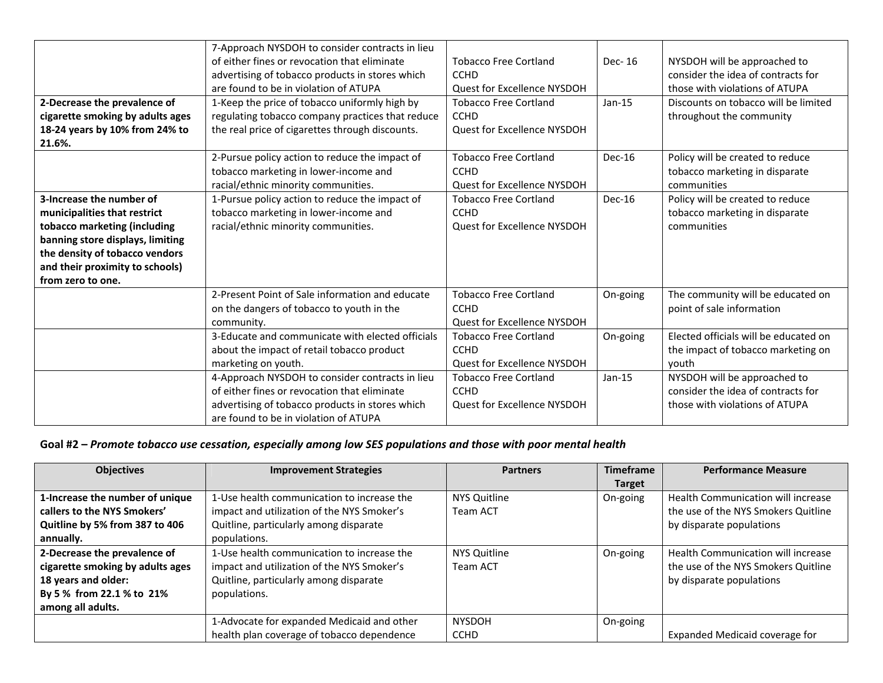| | 7-Approach NYSDOH to consider contracts in lieu of either fines or revocation that eliminate advertising of tobacco products in stores which are found to be in violation of ATUPA | Tobacco Free Cortland<br>CCHD<br>Quest for Excellence NYSDOH | Dec- 16 | NYSDOH will be approached to consider the idea of contracts for those with violations of ATUPA |
|---|---|---|---|---|
| **2-Decrease the prevalence of cigarette smoking by adults ages 18-24 years by 10% from 24% to 21.6%.** | 1-Keep the price of tobacco uniformly high by regulating tobacco company practices that reduce the real price of cigarettes through discounts. | Tobacco Free Cortland<br>CCHD<br>Quest for Excellence NYSDOH | Jan-15 | Discounts on tobacco will be limited throughout the community |
| | 2-Pursue policy action to reduce the impact of tobacco marketing in lower-income and racial/ethnic minority communities. | Tobacco Free Cortland<br>CCHD<br>Quest for Excellence NYSDOH | Dec-16 | Policy will be created to reduce tobacco marketing in disparate communities |
| **3-Increase the number of municipalities that restrict tobacco marketing (including banning store displays, limiting the density of tobacco vendors and their proximity to schools) from zero to one.** | 1-Pursue policy action to reduce the impact of tobacco marketing in lower-income and racial/ethnic minority communities. | Tobacco Free Cortland<br>CCHD<br>Quest for Excellence NYSDOH | Dec-16 | Policy will be created to reduce tobacco marketing in disparate communities |
| | 2-Present Point of Sale information and educate on the dangers of tobacco to youth in the community. | Tobacco Free Cortland<br>CCHD<br>Quest for Excellence NYSDOH | On-going | The community will be educated on point of sale information |
| | 3-Educate and communicate with elected officials about the impact of retail tobacco product marketing on youth. | Tobacco Free Cortland<br>CCHD<br>Quest for Excellence NYSDOH | On-going | Elected officials will be educated on the impact of tobacco marketing on youth |
| | 4-Approach NYSDOH to consider contracts in lieu of either fines or revocation that eliminate advertising of tobacco products in stores which are found to be in violation of ATUPA | Tobacco Free Cortland<br>CCHD<br>Quest for Excellence NYSDOH | Jan-15 | NYSDOH will be approached to consider the idea of contracts for those with violations of ATUPA |

**Goal #2 –** ***Promote tobacco use cessation, especially among low SES populations and those with poor mental health***

| Objectives | Improvement Strategies | Partners | Timeframe Target | Performance Measure |
|---|---|---|---|---|
| **1-Increase the number of unique callers to the NYS Smokers' Quitline by 5% from 387 to 406 annually.** | 1-Use health communication to increase the impact and utilization of the NYS Smoker's Quitline, particularly among disparate populations. | NYS Quitline<br>Team ACT | On-going | Health Communication will increase the use of the NYS Smokers Quitline by disparate populations |
| **2-Decrease the prevalence of cigarette smoking by adults ages 18 years and older:<br>By 5 % from 22.1 % to 21% among all adults.** | 1-Use health communication to increase the impact and utilization of the NYS Smoker's Quitline, particularly among disparate populations. | NYS Quitline<br>Team ACT | On-going | Health Communication will increase the use of the NYS Smokers Quitline by disparate populations |
| | 1-Advocate for expanded Medicaid and other health plan coverage of tobacco dependence | NYSDOH<br>CCHD | On-going | Expanded Medicaid coverage for |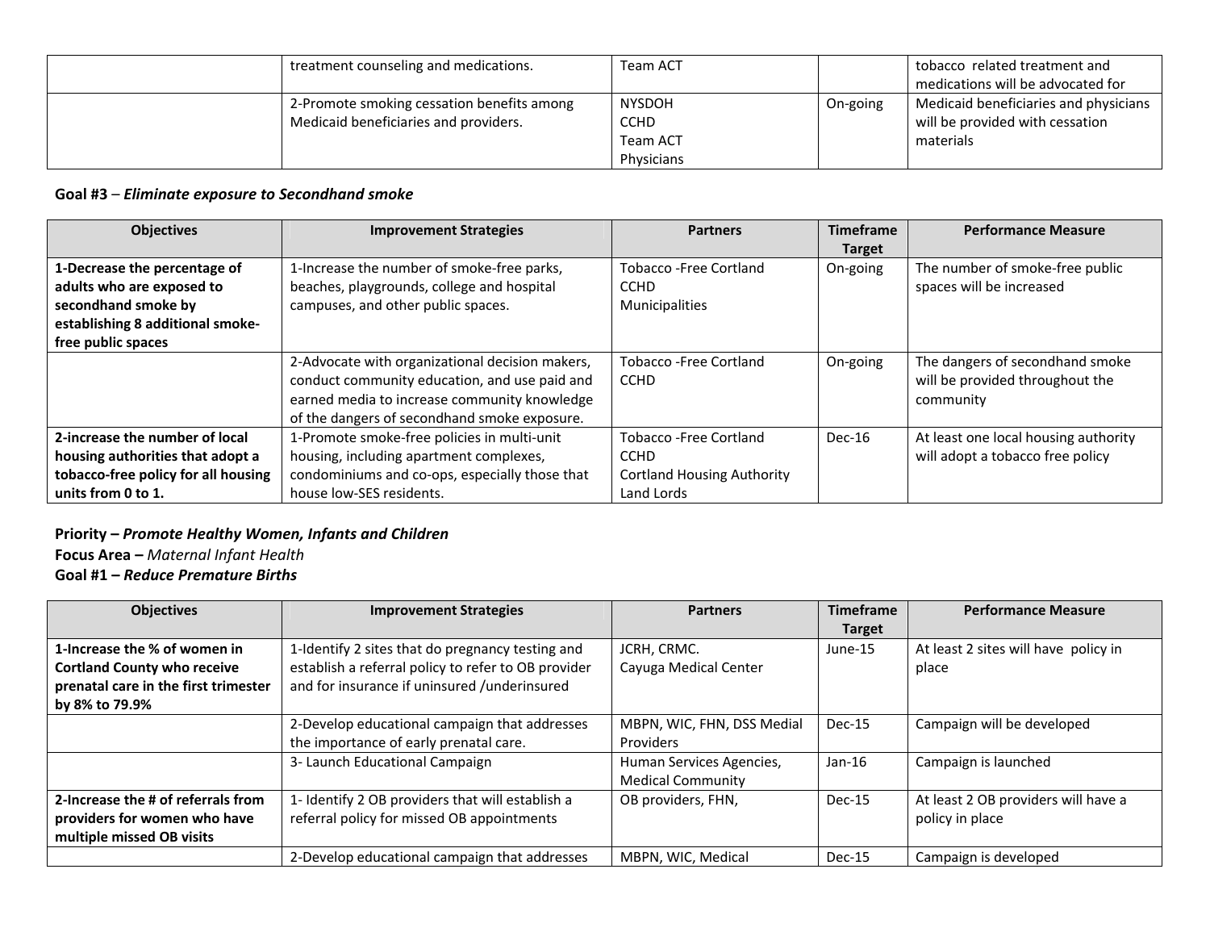| | | | | |
|---|---|---|---|---|
| | treatment counseling and medications. | Team ACT | | tobacco related treatment and medications will be advocated for |
| | 2-Promote smoking cessation benefits among Medicaid beneficiaries and providers. | NYSDOH<br>CCHD<br>Team ACT<br>Physicians | On-going | Medicaid beneficiaries and physicians will be provided with cessation materials |

**Goal #3** – ***Eliminate exposure to Secondhand smoke***

| Objectives | Improvement Strategies | Partners | Timeframe Target | Performance Measure |
|---|---|---|---|---|
| **1-Decrease the percentage of adults who are exposed to secondhand smoke by establishing 8 additional smoke-free public spaces** | 1-Increase the number of smoke-free parks, beaches, playgrounds, college and hospital campuses, and other public spaces. | Tobacco -Free Cortland<br>CCHD<br>Municipalities | On-going | The number of smoke-free public spaces will be increased |
| | 2-Advocate with organizational decision makers, conduct community education, and use paid and earned media to increase community knowledge of the dangers of secondhand smoke exposure. | Tobacco -Free Cortland<br>CCHD | On-going | The dangers of secondhand smoke will be provided throughout the community |
| **2-increase the number of local housing authorities that adopt a tobacco-free policy for all housing units from 0 to 1.** | 1-Promote smoke-free policies in multi-unit housing, including apartment complexes, condominiums and co-ops, especially those that house low-SES residents. | Tobacco -Free Cortland<br>CCHD<br>Cortland Housing Authority<br>Land Lords | Dec-16 | At least one local housing authority will adopt a tobacco free policy |

**Priority** – ***Promote Healthy Women, Infants and Children***
**Focus Area** – *Maternal Infant Health*
**Goal #1** – ***Reduce Premature Births***

| Objectives | Improvement Strategies | Partners | Timeframe Target | Performance Measure |
|---|---|---|---|---|
| **1-Increase the % of women in Cortland County who receive prenatal care in the first trimester by 8% to 79.9%** | 1-Identify 2 sites that do pregnancy testing and establish a referral policy to refer to OB provider and for insurance if uninsured /underinsured | JCRH, CRMC.<br>Cayuga Medical Center | June-15 | At least 2 sites will have policy in place |
| | 2-Develop educational campaign that addresses the importance of early prenatal care. | MBPN, WIC, FHN, DSS Medial Providers | Dec-15 | Campaign will be developed |
| | 3- Launch Educational Campaign | Human Services Agencies, Medical Community | Jan-16 | Campaign is launched |
| **2-Increase the # of referrals from providers for women who have multiple missed OB visits** | 1- Identify 2 OB providers that will establish a referral policy for missed OB appointments | OB providers, FHN, | Dec-15 | At least 2 OB providers will have a policy in place |
| | 2-Develop educational campaign that addresses | MBPN, WIC, Medical | Dec-15 | Campaign is developed |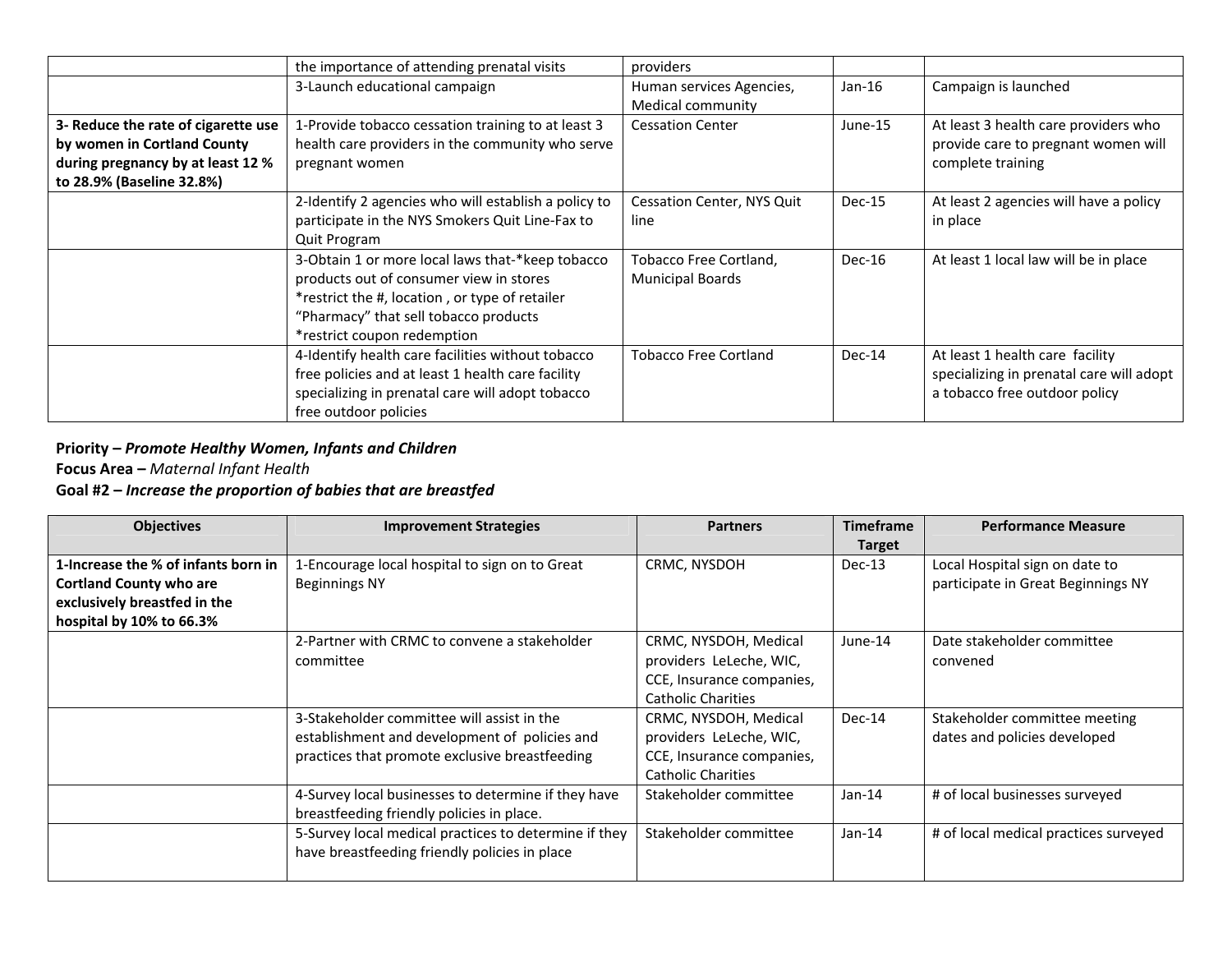| | | | | |
|---|---|---|---|---|
| | the importance of attending prenatal visits | providers | | |
| | 3-Launch educational campaign | Human services Agencies, Medical community | Jan-16 | Campaign is launched |
| **3- Reduce the rate of cigarette use by women in Cortland County during pregnancy by at least 12 % to 28.9% (Baseline 32.8%)** | 1-Provide tobacco cessation training to at least 3 health care providers in the community who serve pregnant women | Cessation Center | June-15 | At least 3 health care providers who provide care to pregnant women will complete training |
| | 2-Identify 2 agencies who will establish a policy to participate in the NYS Smokers Quit Line-Fax to Quit Program | Cessation Center, NYS Quit line | Dec-15 | At least 2 agencies will have a policy in place |
| | 3-Obtain 1 or more local laws that-*keep tobacco products out of consumer view in stores<br>*restrict the #, location , or type of retailer "Pharmacy" that sell tobacco products<br>*restrict coupon redemption | Tobacco Free Cortland, Municipal Boards | Dec-16 | At least 1 local law will be in place |
| | 4-Identify health care facilities without tobacco free policies and at least 1 health care facility specializing in prenatal care will adopt tobacco free outdoor policies | Tobacco Free Cortland | Dec-14 | At least 1 health care facility specializing in prenatal care will adopt a tobacco free outdoor policy |

**Priority –** ***Promote Healthy Women, Infants and Children***
**Focus Area –** *Maternal Infant Health*
**Goal #2 –** ***Increase the proportion of babies that are breastfed***

| Objectives | Improvement Strategies | Partners | Timeframe Target | Performance Measure |
|---|---|---|---|---|
| **1-Increase the % of infants born in Cortland County who are exclusively breastfed in the hospital by 10% to 66.3%** | 1-Encourage local hospital to sign on to Great Beginnings NY | CRMC, NYSDOH | Dec-13 | Local Hospital sign on date to participate in Great Beginnings NY |
| | 2-Partner with CRMC to convene a stakeholder committee | CRMC, NYSDOH, Medical providers LeLeche, WIC, CCE, Insurance companies, Catholic Charities | June-14 | Date stakeholder committee convened |
| | 3-Stakeholder committee will assist in the establishment and development of policies and practices that promote exclusive breastfeeding | CRMC, NYSDOH, Medical providers LeLeche, WIC, CCE, Insurance companies, Catholic Charities | Dec-14 | Stakeholder committee meeting dates and policies developed |
| | 4-Survey local businesses to determine if they have breastfeeding friendly policies in place. | Stakeholder committee | Jan-14 | # of local businesses surveyed |
| | 5-Survey local medical practices to determine if they have breastfeeding friendly policies in place | Stakeholder committee | Jan-14 | # of local medical practices surveyed |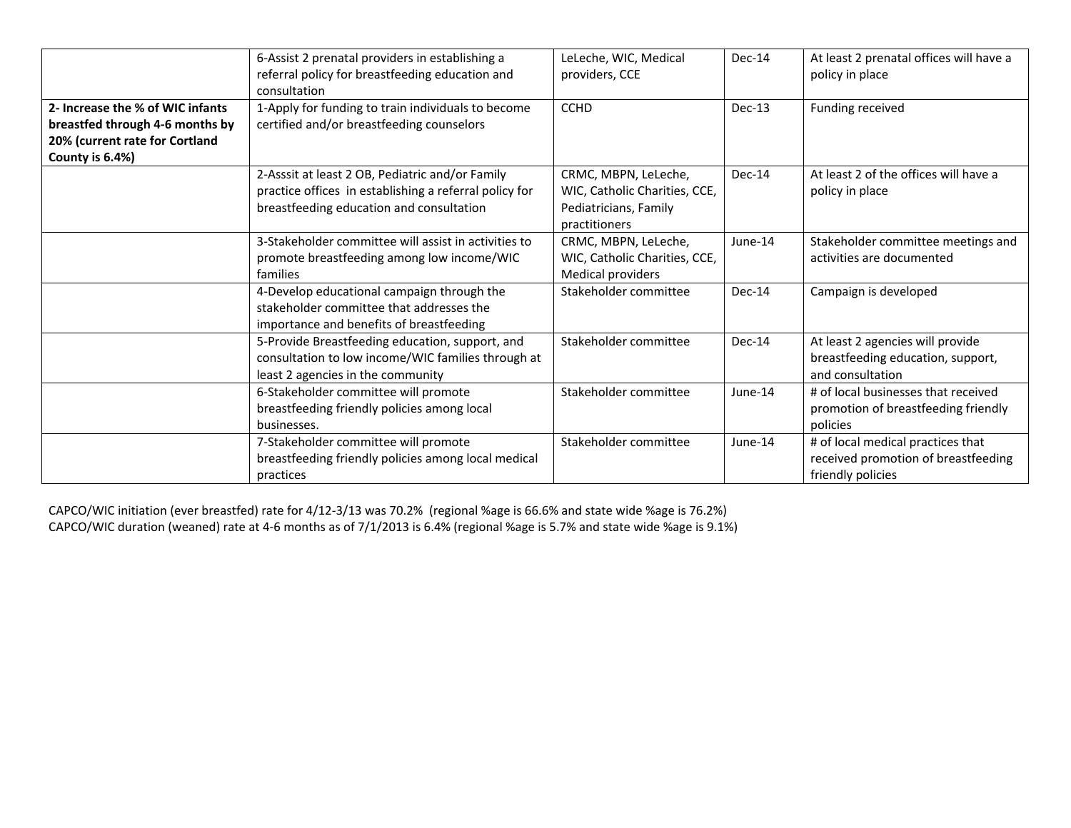| | | | | |
|---|---|---|---|---|
| | 6-Assist 2 prenatal providers in establishing a referral policy for breastfeeding education and consultation | LeLeche, WIC, Medical providers, CCE | Dec-14 | At least 2 prenatal offices will have a policy in place |
| **2- Increase the % of WIC infants breastfed through 4-6 months by 20% (current rate for Cortland County is 6.4%)** | 1-Apply for funding to train individuals to become certified and/or breastfeeding counselors | CCHD | Dec-13 | Funding received |
| | 2-Asssit at least 2 OB, Pediatric and/or Family practice offices in establishing a referral policy for breastfeeding education and consultation | CRMC, MBPN, LeLeche, WIC, Catholic Charities, CCE, Pediatricians, Family practitioners | Dec-14 | At least 2 of the offices will have a policy in place |
| | 3-Stakeholder committee will assist in activities to promote breastfeeding among low income/WIC families | CRMC, MBPN, LeLeche, WIC, Catholic Charities, CCE, Medical providers | June-14 | Stakeholder committee meetings and activities are documented |
| | 4-Develop educational campaign through the stakeholder committee that addresses the importance and benefits of breastfeeding | Stakeholder committee | Dec-14 | Campaign is developed |
| | 5-Provide Breastfeeding education, support, and consultation to low income/WIC families through at least 2 agencies in the community | Stakeholder committee | Dec-14 | At least 2 agencies will provide breastfeeding education, support, and consultation |
| | 6-Stakeholder committee will promote breastfeeding friendly policies among local businesses. | Stakeholder committee | June-14 | # of local businesses that received promotion of breastfeeding friendly policies |
| | 7-Stakeholder committee will promote breastfeeding friendly policies among local medical practices | Stakeholder committee | June-14 | # of local medical practices that received promotion of breastfeeding friendly policies |

CAPCO/WIC initiation (ever breastfed) rate for 4/12-3/13 was 70.2% (regional %age is 66.6% and state wide %age is 76.2%)
CAPCO/WIC duration (weaned) rate at 4-6 months as of 7/1/2013 is 6.4% (regional %age is 5.7% and state wide %age is 9.1%)